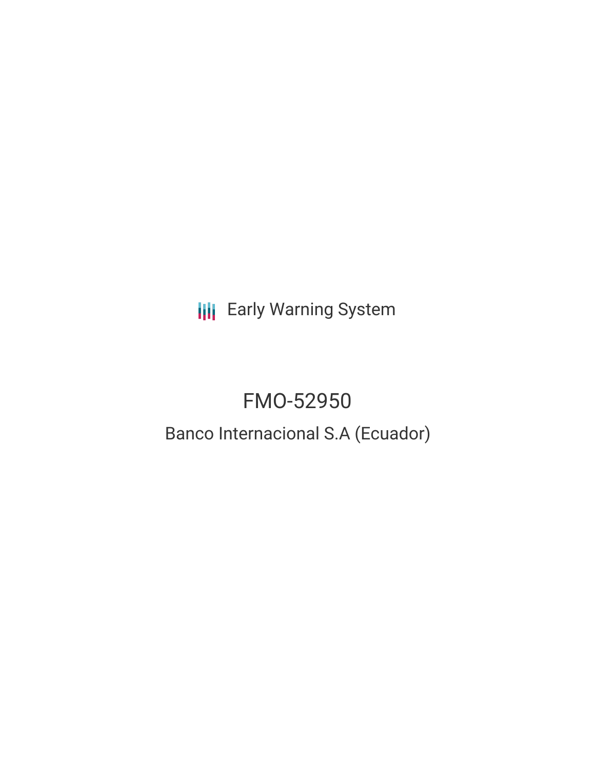Early Warning System

# FMO-52950

## Banco Internacional S.A (Ecuador)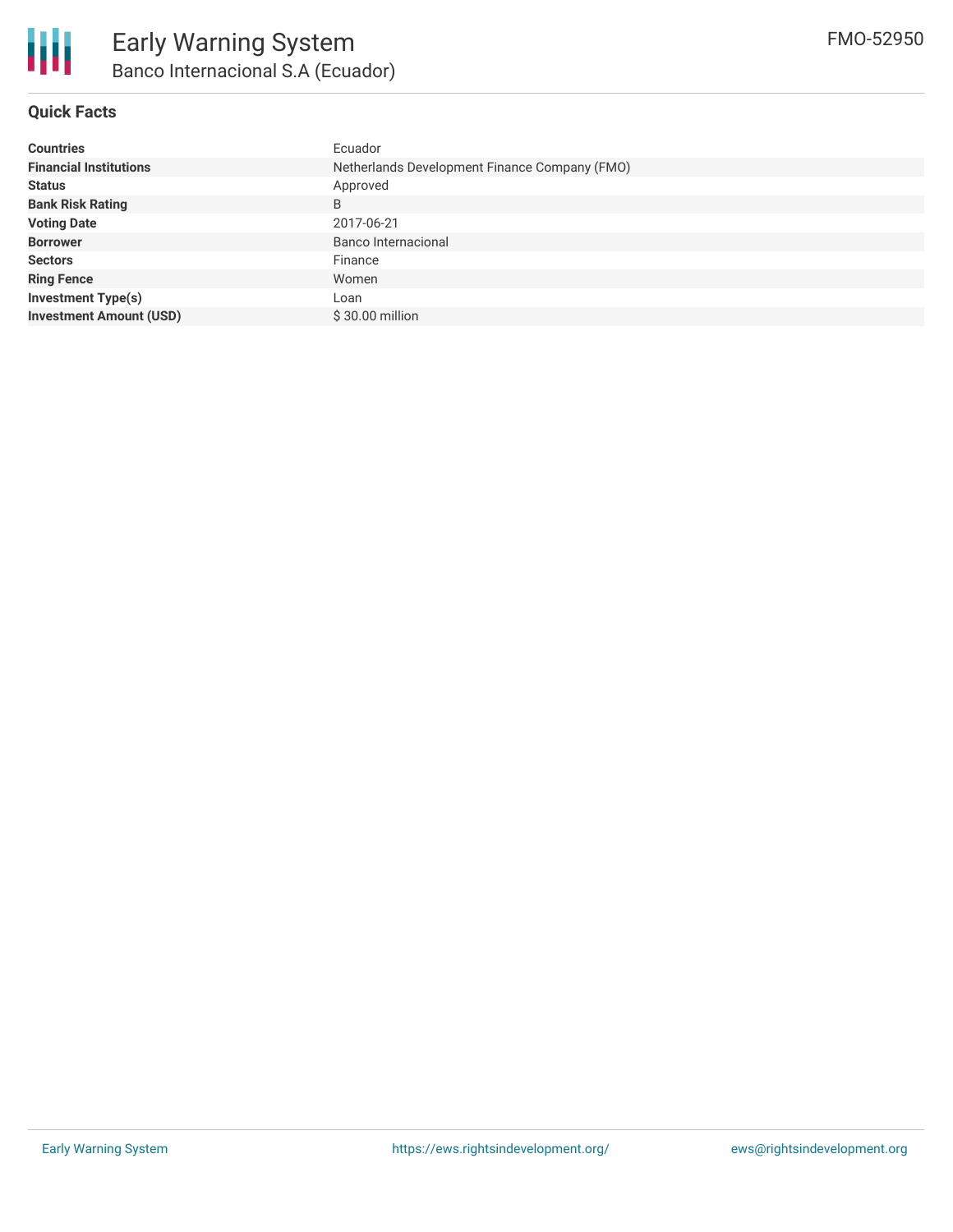# Early Warning System

## Banco Internacional S.A (Ecuador)

FMO-52950

### Quick Facts

| | |
|---|---|
| **Countries** | Ecuador |
| **Financial Institutions** | Netherlands Development Finance Company (FMO) |
| **Status** | Approved |
| **Bank Risk Rating** | B |
| **Voting Date** | 2017-06-21 |
| **Borrower** | Banco Internacional |
| **Sectors** | Finance |
| **Ring Fence** | Women |
| **Investment Type(s)** | Loan |
| **Investment Amount (USD)** | $ 30.00 million |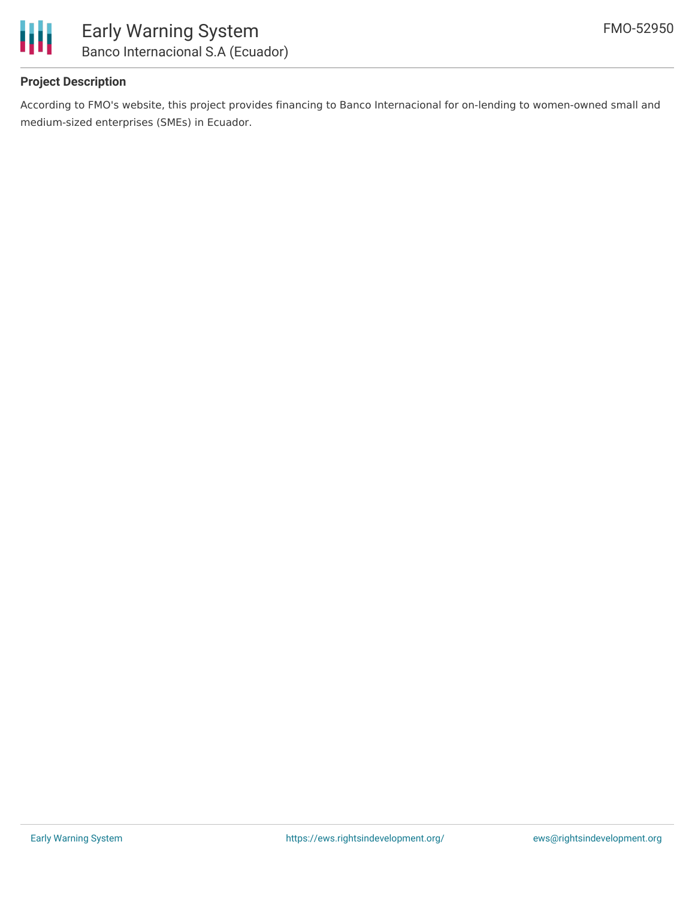### Project Description

According to FMO's website, this project provides financing to Banco Internacional for on-lending to women-owned small and medium-sized enterprises (SMEs) in Ecuador.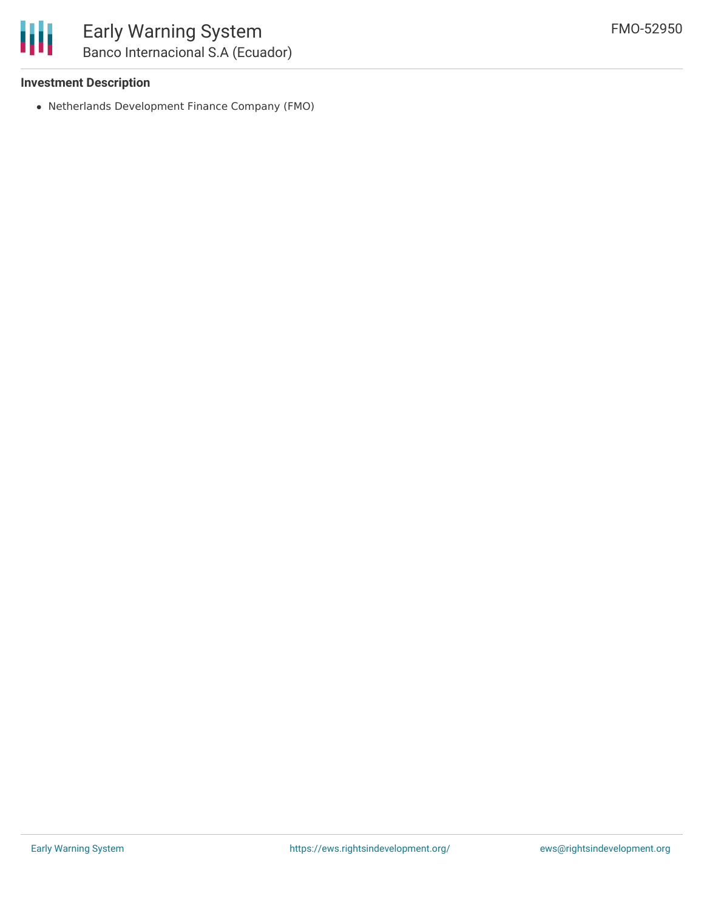### Investment Description

- Netherlands Development Finance Company (FMO)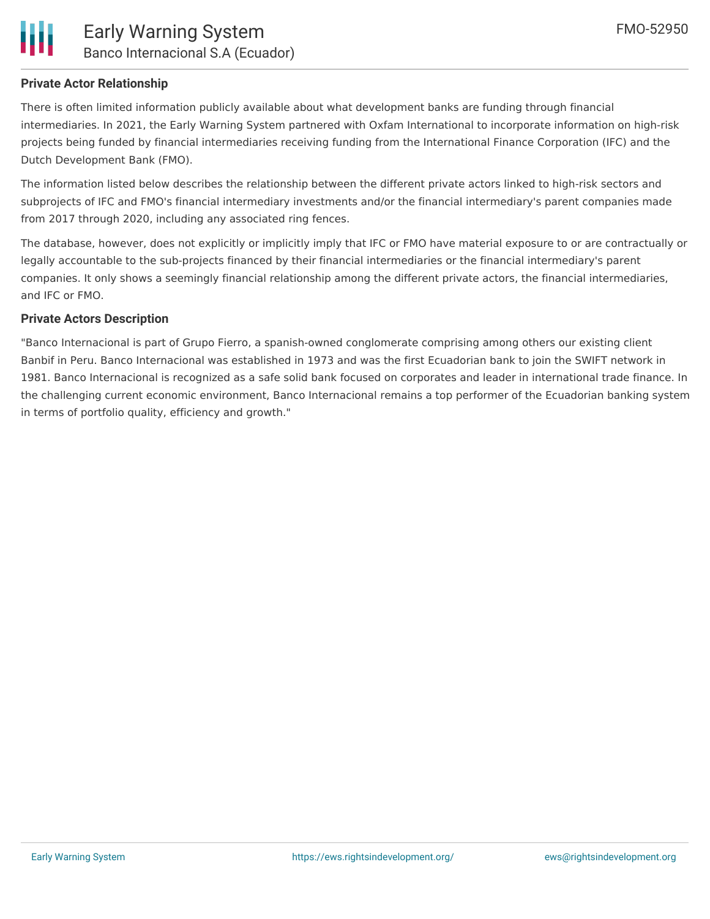## Private Actor Relationship

There is often limited information publicly available about what development banks are funding through financial intermediaries. In 2021, the Early Warning System partnered with Oxfam International to incorporate information on high-risk projects being funded by financial intermediaries receiving funding from the International Finance Corporation (IFC) and the Dutch Development Bank (FMO).

The information listed below describes the relationship between the different private actors linked to high-risk sectors and subprojects of IFC and FMO's financial intermediary investments and/or the financial intermediary's parent companies made from 2017 through 2020, including any associated ring fences.

The database, however, does not explicitly or implicitly imply that IFC or FMO have material exposure to or are contractually or legally accountable to the sub-projects financed by their financial intermediaries or the financial intermediary's parent companies. It only shows a seemingly financial relationship among the different private actors, the financial intermediaries, and IFC or FMO.

## Private Actors Description

"Banco Internacional is part of Grupo Fierro, a spanish-owned conglomerate comprising among others our existing client Banbif in Peru. Banco Internacional was established in 1973 and was the first Ecuadorian bank to join the SWIFT network in 1981. Banco Internacional is recognized as a safe solid bank focused on corporates and leader in international trade finance. In the challenging current economic environment, Banco Internacional remains a top performer of the Ecuadorian banking system in terms of portfolio quality, efficiency and growth."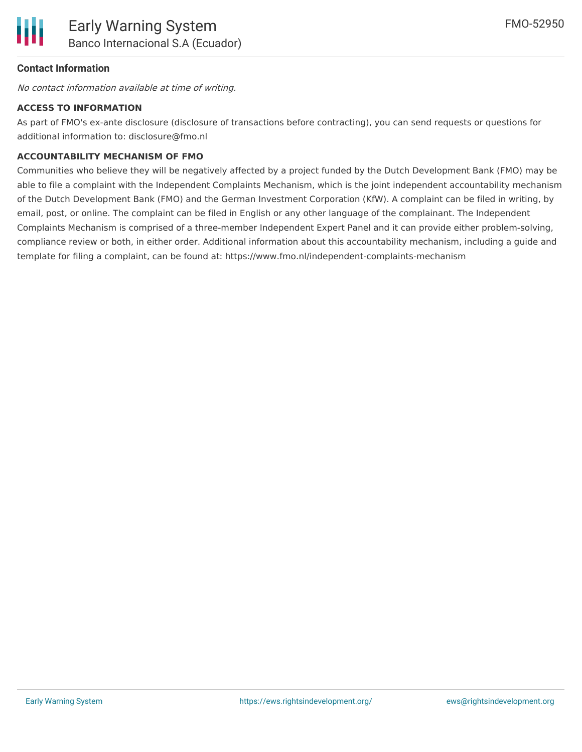**Contact Information**

*No contact information available at time of writing.*

**ACCESS TO INFORMATION**

As part of FMO's ex-ante disclosure (disclosure of transactions before contracting), you can send requests or questions for additional information to: disclosure@fmo.nl

**ACCOUNTABILITY MECHANISM OF FMO**

Communities who believe they will be negatively affected by a project funded by the Dutch Development Bank (FMO) may be able to file a complaint with the Independent Complaints Mechanism, which is the joint independent accountability mechanism of the Dutch Development Bank (FMO) and the German Investment Corporation (KfW). A complaint can be filed in writing, by email, post, or online. The complaint can be filed in English or any other language of the complainant. The Independent Complaints Mechanism is comprised of a three-member Independent Expert Panel and it can provide either problem-solving, compliance review or both, in either order. Additional information about this accountability mechanism, including a guide and template for filing a complaint, can be found at: https://www.fmo.nl/independent-complaints-mechanism